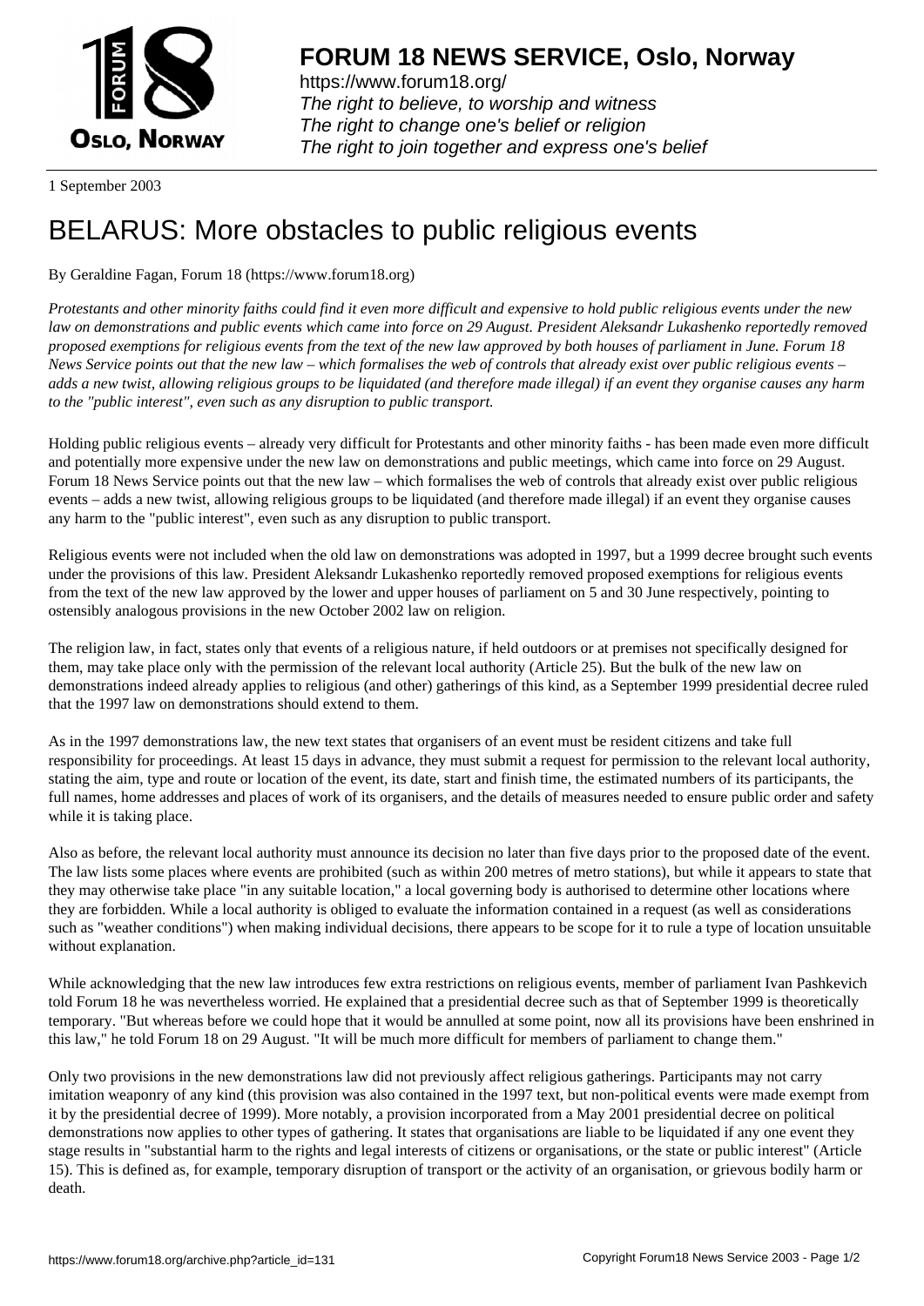# FORUM 18 NEWS SERVICE, Oslo, Norway

https://www.forum18.org/
*The right to believe, to worship and witness*
*The right to change one's belief or religion*
*The right to join together and express one's belief*

1 September 2003

# BELARUS: More obstacles to public religious events

By Geraldine Fagan, Forum 18 (https://www.forum18.org)

*Protestants and other minority faiths could find it even more difficult and expensive to hold public religious events under the new law on demonstrations and public events which came into force on 29 August. President Aleksandr Lukashenko reportedly removed proposed exemptions for religious events from the text of the new law approved by both houses of parliament in June. Forum 18 News Service points out that the new law – which formalises the web of controls that already exist over public religious events – adds a new twist, allowing religious groups to be liquidated (and therefore made illegal) if an event they organise causes any harm to the "public interest", even such as any disruption to public transport.*

Holding public religious events – already very difficult for Protestants and other minority faiths - has been made even more difficult and potentially more expensive under the new law on demonstrations and public meetings, which came into force on 29 August. Forum 18 News Service points out that the new law – which formalises the web of controls that already exist over public religious events – adds a new twist, allowing religious groups to be liquidated (and therefore made illegal) if an event they organise causes any harm to the "public interest", even such as any disruption to public transport.

Religious events were not included when the old law on demonstrations was adopted in 1997, but a 1999 decree brought such events under the provisions of this law. President Aleksandr Lukashenko reportedly removed proposed exemptions for religious events from the text of the new law approved by the lower and upper houses of parliament on 5 and 30 June respectively, pointing to ostensibly analogous provisions in the new October 2002 law on religion.

The religion law, in fact, states only that events of a religious nature, if held outdoors or at premises not specifically designed for them, may take place only with the permission of the relevant local authority (Article 25). But the bulk of the new law on demonstrations indeed already applies to religious (and other) gatherings of this kind, as a September 1999 presidential decree ruled that the 1997 law on demonstrations should extend to them.

As in the 1997 demonstrations law, the new text states that organisers of an event must be resident citizens and take full responsibility for proceedings. At least 15 days in advance, they must submit a request for permission to the relevant local authority, stating the aim, type and route or location of the event, its date, start and finish time, the estimated numbers of its participants, the full names, home addresses and places of work of its organisers, and the details of measures needed to ensure public order and safety while it is taking place.

Also as before, the relevant local authority must announce its decision no later than five days prior to the proposed date of the event. The law lists some places where events are prohibited (such as within 200 metres of metro stations), but while it appears to state that they may otherwise take place "in any suitable location," a local governing body is authorised to determine other locations where they are forbidden. While a local authority is obliged to evaluate the information contained in a request (as well as considerations such as "weather conditions") when making individual decisions, there appears to be scope for it to rule a type of location unsuitable without explanation.

While acknowledging that the new law introduces few extra restrictions on religious events, member of parliament Ivan Pashkevich told Forum 18 he was nevertheless worried. He explained that a presidential decree such as that of September 1999 is theoretically temporary. "But whereas before we could hope that it would be annulled at some point, now all its provisions have been enshrined in this law," he told Forum 18 on 29 August. "It will be much more difficult for members of parliament to change them."

Only two provisions in the new demonstrations law did not previously affect religious gatherings. Participants may not carry imitation weaponry of any kind (this provision was also contained in the 1997 text, but non-political events were made exempt from it by the presidential decree of 1999). More notably, a provision incorporated from a May 2001 presidential decree on political demonstrations now applies to other types of gathering. It states that organisations are liable to be liquidated if any one event they stage results in "substantial harm to the rights and legal interests of citizens or organisations, or the state or public interest" (Article 15). This is defined as, for example, temporary disruption of transport or the activity of an organisation, or grievous bodily harm or death.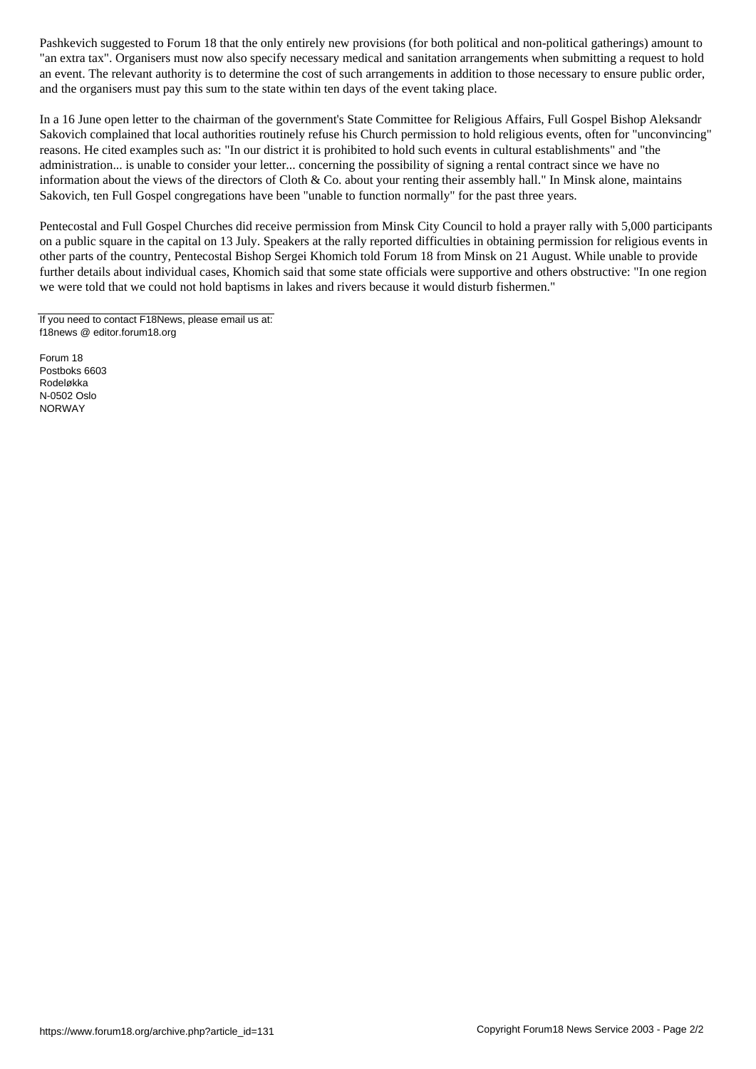Pashkevich suggested to Forum 18 that the only entirely new provisions (for both political and non-political gatherings) amount to "an extra tax". Organisers must now also specify necessary medical and sanitation arrangements when submitting a request to hold an event. The relevant authority is to determine the cost of such arrangements in addition to those necessary to ensure public order, and the organisers must pay this sum to the state within ten days of the event taking place.

In a 16 June open letter to the chairman of the government's State Committee for Religious Affairs, Full Gospel Bishop Aleksandr Sakovich complained that local authorities routinely refuse his Church permission to hold religious events, often for "unconvincing" reasons. He cited examples such as: "In our district it is prohibited to hold such events in cultural establishments" and "the administration... is unable to consider your letter... concerning the possibility of signing a rental contract since we have no information about the views of the directors of Cloth & Co. about your renting their assembly hall." In Minsk alone, maintains Sakovich, ten Full Gospel congregations have been "unable to function normally" for the past three years.

Pentecostal and Full Gospel Churches did receive permission from Minsk City Council to hold a prayer rally with 5,000 participants on a public square in the capital on 13 July. Speakers at the rally reported difficulties in obtaining permission for religious events in other parts of the country, Pentecostal Bishop Sergei Khomich told Forum 18 from Minsk on 21 August. While unable to provide further details about individual cases, Khomich said that some state officials were supportive and others obstructive: "In one region we were told that we could not hold baptisms in lakes and rivers because it would disturb fishermen."

---

If you need to contact F18News, please email us at:
f18news @ editor.forum18.org

Forum 18
Postboks 6603
Rodeløkka
N-0502 Oslo
NORWAY